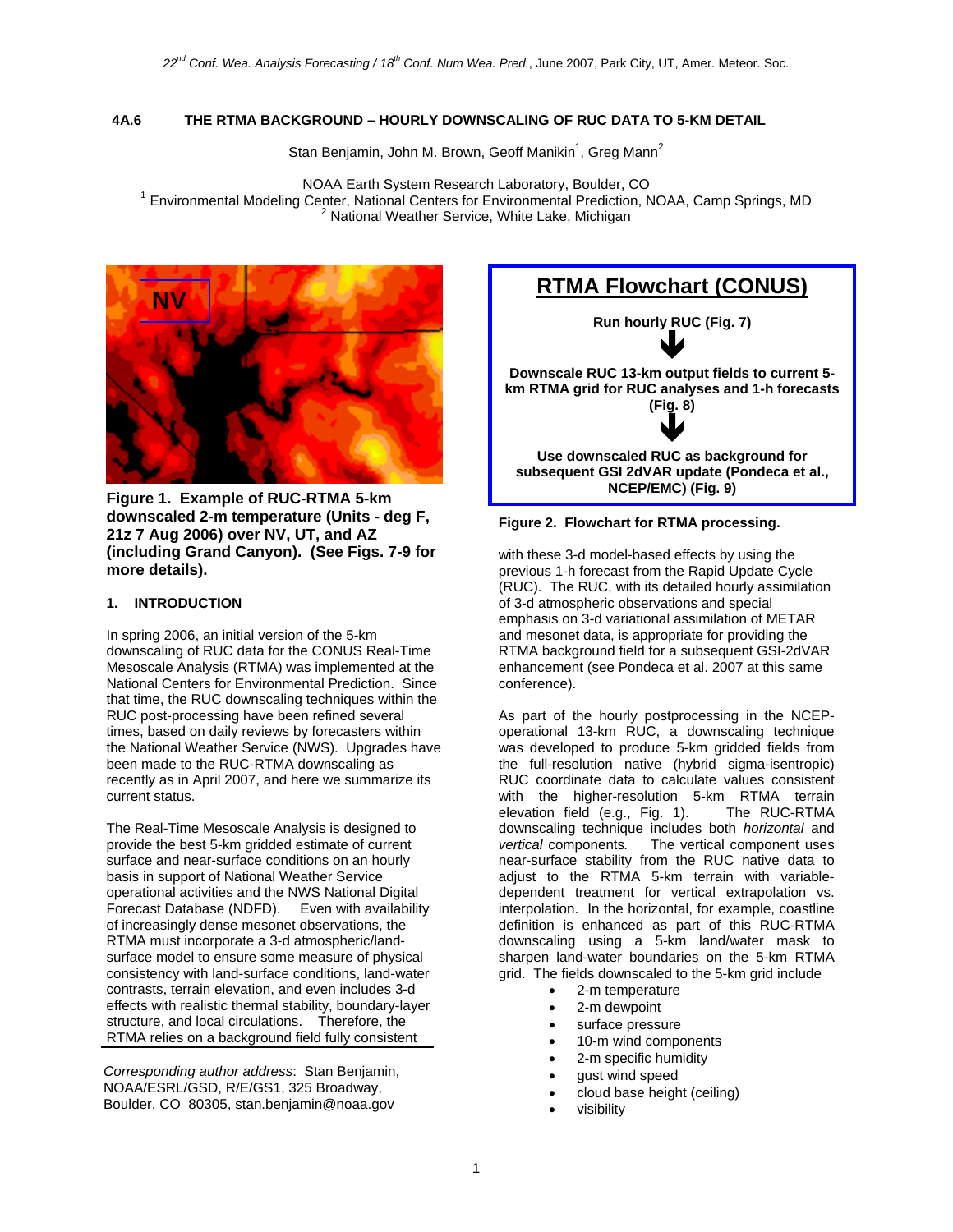*22nd Conf. Wea. Analysis Forecasting / 18th Conf. Num Wea. Pred.*, June 2007, Park City, UT, Amer. Meteor. Soc.

# 4A.6 THE RTMA BACKGROUND – HOURLY DOWNSCALING OF RUC DATA TO 5-KM DETAIL

Stan Benjamin, John M. Brown, Geoff Manikin[1], Greg Mann[2]

NOAA Earth System Research Laboratory, Boulder, CO
[1] Environmental Modeling Center, National Centers for Environmental Prediction, NOAA, Camp Springs, MD
[2] National Weather Service, White Lake, Michigan

**Figure 1. Example of RUC-RTMA 5-km downscaled 2-m temperature (Units - deg F, 21z 7 Aug 2006) over NV, UT, and AZ (including Grand Canyon). (See Figs. 7-9 for more details).**

## 1. INTRODUCTION

In spring 2006, an initial version of the 5-km downscaling of RUC data for the CONUS Real-Time Mesoscale Analysis (RTMA) was implemented at the National Centers for Environmental Prediction. Since that time, the RUC downscaling techniques within the RUC post-processing have been refined several times, based on daily reviews by forecasters within the National Weather Service (NWS). Upgrades have been made to the RUC-RTMA downscaling as recently as in April 2007, and here we summarize its current status.

The Real-Time Mesoscale Analysis is designed to provide the best 5-km gridded estimate of current surface and near-surface conditions on an hourly basis in support of National Weather Service operational activities and the NWS National Digital Forecast Database (NDFD). Even with availability of increasingly dense mesonet observations, the RTMA must incorporate a 3-d atmospheric/land-surface model to ensure some measure of physical consistency with land-surface conditions, land-water contrasts, terrain elevation, and even includes 3-d effects with realistic thermal stability, boundary-layer structure, and local circulations. Therefore, the RTMA relies on a background field fully consistent with these 3-d model-based effects by using the previous 1-h forecast from the Rapid Update Cycle (RUC). The RUC, with its detailed hourly assimilation of 3-d atmospheric observations and special emphasis on 3-d variational assimilation of METAR and mesonet data, is appropriate for providing the RTMA background field for a subsequent GSI-2dVAR enhancement (see Pondeca et al. 2007 at this same conference).

*Corresponding author address*: Stan Benjamin, NOAA/ESRL/GSD, R/E/GS1, 325 Broadway, Boulder, CO 80305, stan.benjamin@noaa.gov

**RTMA Flowchart (CONUS)**

**Run hourly RUC (Fig. 7)**

↓

**Downscale RUC 13-km output fields to current 5-km RTMA grid for RUC analyses and 1-h forecasts (Fig. 8)**

↓

**Use downscaled RUC as background for subsequent GSI 2dVAR update (Pondeca et al., NCEP/EMC) (Fig. 9)**

**Figure 2. Flowchart for RTMA processing.**

As part of the hourly postprocessing in the NCEP-operational 13-km RUC, a downscaling technique was developed to produce 5-km gridded fields from the full-resolution native (hybrid sigma-isentropic) RUC coordinate data to calculate values consistent with the higher-resolution 5-km RTMA terrain elevation field (e.g., Fig. 1). The RUC-RTMA downscaling technique includes both *horizontal* and *vertical* components. The vertical component uses near-surface stability from the RUC native data to adjust to the RTMA 5-km terrain with variable-dependent treatment for vertical extrapolation vs. interpolation. In the horizontal, for example, coastline definition is enhanced as part of this RUC-RTMA downscaling using a 5-km land/water mask to sharpen land-water boundaries on the 5-km RTMA grid. The fields downscaled to the 5-km grid include

- 2-m temperature
- 2-m dewpoint
- surface pressure
- 10-m wind components
- 2-m specific humidity
- gust wind speed
- cloud base height (ceiling)
- visibility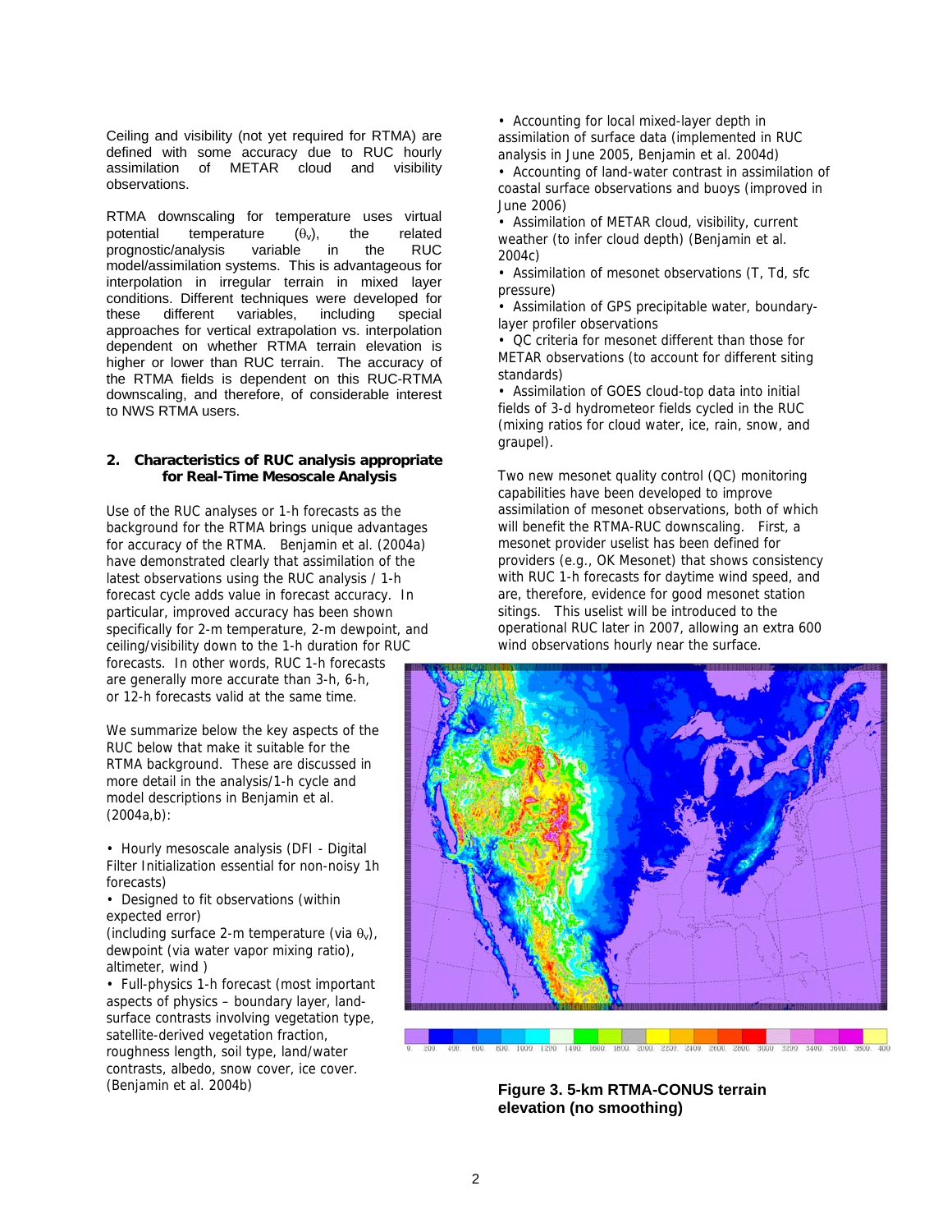Ceiling and visibility (not yet required for RTMA) are defined with some accuracy due to RUC hourly assimilation of METAR cloud and visibility observations.

RTMA downscaling for temperature uses virtual potential temperature ($\theta_v$), the related prognostic/analysis variable in the RUC model/assimilation systems. This is advantageous for interpolation in irregular terrain in mixed layer conditions. Different techniques were developed for these different variables, including special approaches for vertical extrapolation vs. interpolation dependent on whether RTMA terrain elevation is higher or lower than RUC terrain. The accuracy of the RTMA fields is dependent on this RUC-RTMA downscaling, and therefore, of considerable interest to NWS RTMA users.

## 2. Characteristics of RUC analysis appropriate for Real-Time Mesoscale Analysis

Use of the RUC analyses or 1-h forecasts as the background for the RTMA brings unique advantages for accuracy of the RTMA. Benjamin et al. (2004a) have demonstrated clearly that assimilation of the latest observations using the RUC analysis / 1-h forecast cycle adds value in forecast accuracy. In particular, improved accuracy has been shown specifically for 2-m temperature, 2-m dewpoint, and ceiling/visibility down to the 1-h duration for RUC forecasts. In other words, RUC 1-h forecasts are generally more accurate than 3-h, 6-h, or 12-h forecasts valid at the same time.

We summarize below the key aspects of the RUC below that make it suitable for the RTMA background. These are discussed in more detail in the analysis/1-h cycle and model descriptions in Benjamin et al. (2004a,b):

- Hourly mesoscale analysis (DFI - Digital Filter Initialization essential for non-noisy 1h forecasts)
- Designed to fit observations (within expected error) (including surface 2-m temperature (via $\theta_v$), dewpoint (via water vapor mixing ratio), altimeter, wind )
- Full-physics 1-h forecast (most important aspects of physics – boundary layer, land-surface contrasts involving vegetation type, satellite-derived vegetation fraction, roughness length, soil type, land/water contrasts, albedo, snow cover, ice cover. (Benjamin et al. 2004b)
- Accounting for local mixed-layer depth in assimilation of surface data (implemented in RUC analysis in June 2005, Benjamin et al. 2004d)
- Accounting of land-water contrast in assimilation of coastal surface observations and buoys (improved in June 2006)
- Assimilation of METAR cloud, visibility, current weather (to infer cloud depth) (Benjamin et al. 2004c)
- Assimilation of mesonet observations (T, Td, sfc pressure)
- Assimilation of GPS precipitable water, boundary-layer profiler observations
- QC criteria for mesonet different than those for METAR observations (to account for different siting standards)
- Assimilation of GOES cloud-top data into initial fields of 3-d hydrometeor fields cycled in the RUC (mixing ratios for cloud water, ice, rain, snow, and graupel).

Two new mesonet quality control (QC) monitoring capabilities have been developed to improve assimilation of mesonet observations, both of which will benefit the RTMA-RUC downscaling. First, a mesonet provider uselist has been defined for providers (e.g., OK Mesonet) that shows consistency with RUC 1-h forecasts for daytime wind speed, and are, therefore, evidence for good mesonet station sitings. This uselist will be introduced to the operational RUC later in 2007, allowing an extra 600 wind observations hourly near the surface.

**Figure 3. 5-km RTMA-CONUS terrain elevation (no smoothing)**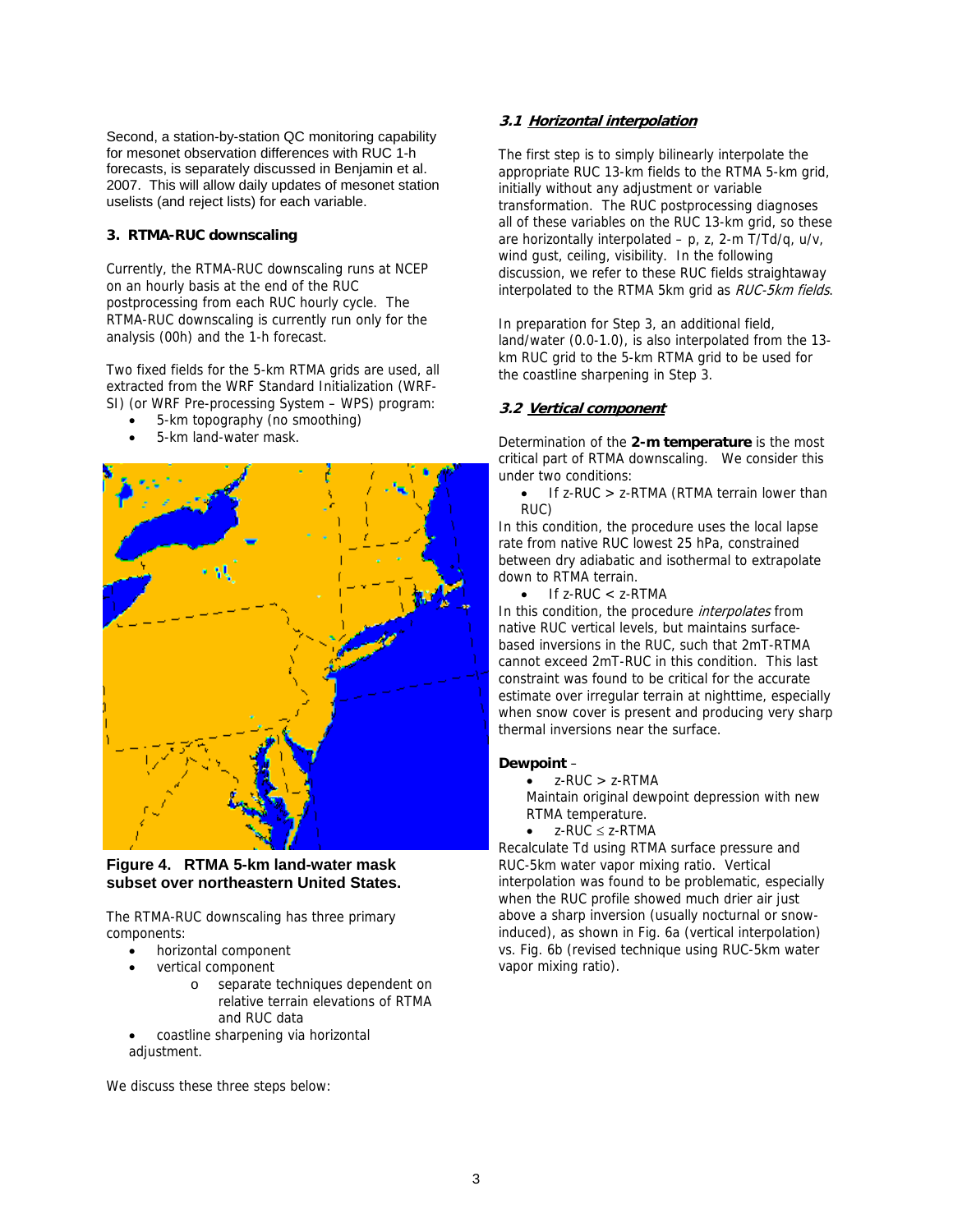Second, a station-by-station QC monitoring capability for mesonet observation differences with RUC 1-h forecasts, is separately discussed in Benjamin et al. 2007. This will allow daily updates of mesonet station uselists (and reject lists) for each variable.

### 3. RTMA-RUC downscaling

Currently, the RTMA-RUC downscaling runs at NCEP on an hourly basis at the end of the RUC postprocessing from each RUC hourly cycle. The RTMA-RUC downscaling is currently run only for the analysis (00h) and the 1-h forecast.

Two fixed fields for the 5-km RTMA grids are used, all extracted from the WRF Standard Initialization (WRF-SI) (or WRF Pre-processing System – WPS) program:

- 5-km topography (no smoothing)
- 5-km land-water mask.

**Figure 4. RTMA 5-km land-water mask subset over northeastern United States.**

The RTMA-RUC downscaling has three primary components:

- horizontal component
- vertical component
    - separate techniques dependent on relative terrain elevations of RTMA and RUC data
- coastline sharpening via horizontal adjustment.

We discuss these three steps below:

#### *3.1 Horizontal interpolation*

The first step is to simply bilinearly interpolate the appropriate RUC 13-km fields to the RTMA 5-km grid, initially without any adjustment or variable transformation. The RUC postprocessing diagnoses all of these variables on the RUC 13-km grid, so these are horizontally interpolated – p, z, 2-m T/Td/q, u/v, wind gust, ceiling, visibility. In the following discussion, we refer to these RUC fields straightaway interpolated to the RTMA 5km grid as *RUC-5km fields*.

In preparation for Step 3, an additional field, land/water (0.0-1.0), is also interpolated from the 13-km RUC grid to the 5-km RTMA grid to be used for the coastline sharpening in Step 3.

#### *3.2 Vertical component*

Determination of the **2-m temperature** is the most critical part of RTMA downscaling. We consider this under two conditions:

- If z-RUC > z-RTMA (RTMA terrain lower than RUC)

In this condition, the procedure uses the local lapse rate from native RUC lowest 25 hPa, constrained between dry adiabatic and isothermal to extrapolate down to RTMA terrain.

- If z-RUC < z-RTMA

In this condition, the procedure *interpolates* from native RUC vertical levels, but maintains surface-based inversions in the RUC, such that 2mT-RTMA cannot exceed 2mT-RUC in this condition. This last constraint was found to be critical for the accurate estimate over irregular terrain at nighttime, especially when snow cover is present and producing very sharp thermal inversions near the surface.

**Dewpoint** –

- z-RUC > z-RTMA

  Maintain original dewpoint depression with new RTMA temperature.

- z-RUC ≤ z-RTMA

Recalculate Td using RTMA surface pressure and RUC-5km water vapor mixing ratio. Vertical interpolation was found to be problematic, especially when the RUC profile showed much drier air just above a sharp inversion (usually nocturnal or snow-induced), as shown in Fig. 6a (vertical interpolation) vs. Fig. 6b (revised technique using RUC-5km water vapor mixing ratio).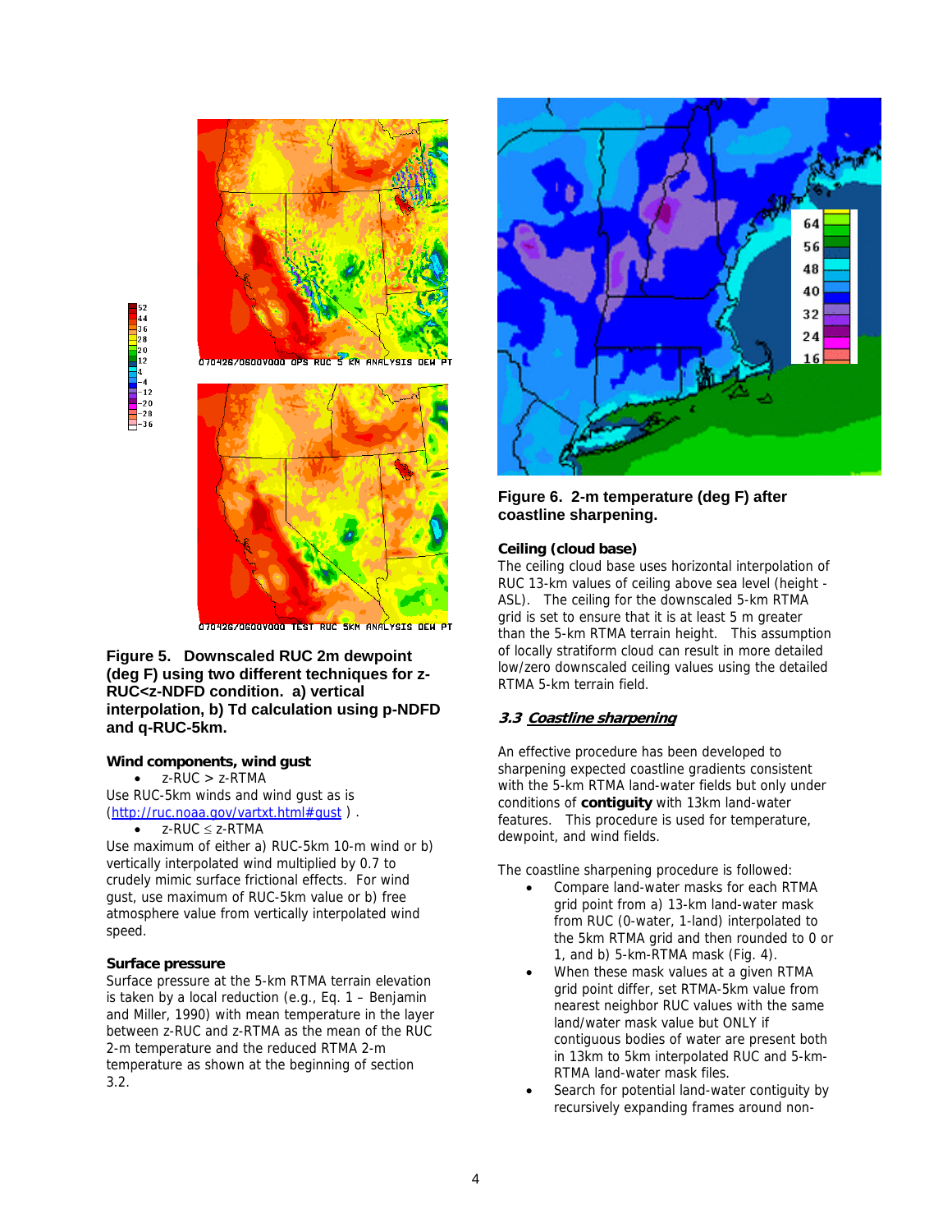**Figure 5. Downscaled RUC 2m dewpoint (deg F) using two different techniques for z-RUC<z-NDFD condition. a) vertical interpolation, b) Td calculation using p-NDFD and q-RUC-5km.**

**Wind components, wind gust**

- z-RUC > z-RTMA

Use RUC-5km winds and wind gust as is (http://ruc.noaa.gov/vartxt.html#gust ) .

- z-RUC ≤ z-RTMA

Use maximum of either a) RUC-5km 10-m wind or b) vertically interpolated wind multiplied by 0.7 to crudely mimic surface frictional effects. For wind gust, use maximum of RUC-5km value or b) free atmosphere value from vertically interpolated wind speed.

**Surface pressure**

Surface pressure at the 5-km RTMA terrain elevation is taken by a local reduction (e.g., Eq. 1 – Benjamin and Miller, 1990) with mean temperature in the layer between z-RUC and z-RTMA as the mean of the RUC 2-m temperature and the reduced RTMA 2-m temperature as shown at the beginning of section 3.2.

**Figure 6. 2-m temperature (deg F) after coastline sharpening.**

**Ceiling (cloud base)**

The ceiling cloud base uses horizontal interpolation of RUC 13-km values of ceiling above sea level (height - ASL). The ceiling for the downscaled 5-km RTMA grid is set to ensure that it is at least 5 m greater than the 5-km RTMA terrain height. This assumption of locally stratiform cloud can result in more detailed low/zero downscaled ceiling values using the detailed RTMA 5-km terrain field.

### *3.3 Coastline sharpening*

An effective procedure has been developed to sharpening expected coastline gradients consistent with the 5-km RTMA land-water fields but only under conditions of **contiguity** with 13km land-water features. This procedure is used for temperature, dewpoint, and wind fields.

The coastline sharpening procedure is followed:

- Compare land-water masks for each RTMA grid point from a) 13-km land-water mask from RUC (0-water, 1-land) interpolated to the 5km RTMA grid and then rounded to 0 or 1, and b) 5-km-RTMA mask (Fig. 4).
- When these mask values at a given RTMA grid point differ, set RTMA-5km value from nearest neighbor RUC values with the same land/water mask value but ONLY if contiguous bodies of water are present both in 13km to 5km interpolated RUC and 5-km-RTMA land-water mask files.
- Search for potential land-water contiguity by recursively expanding frames around non-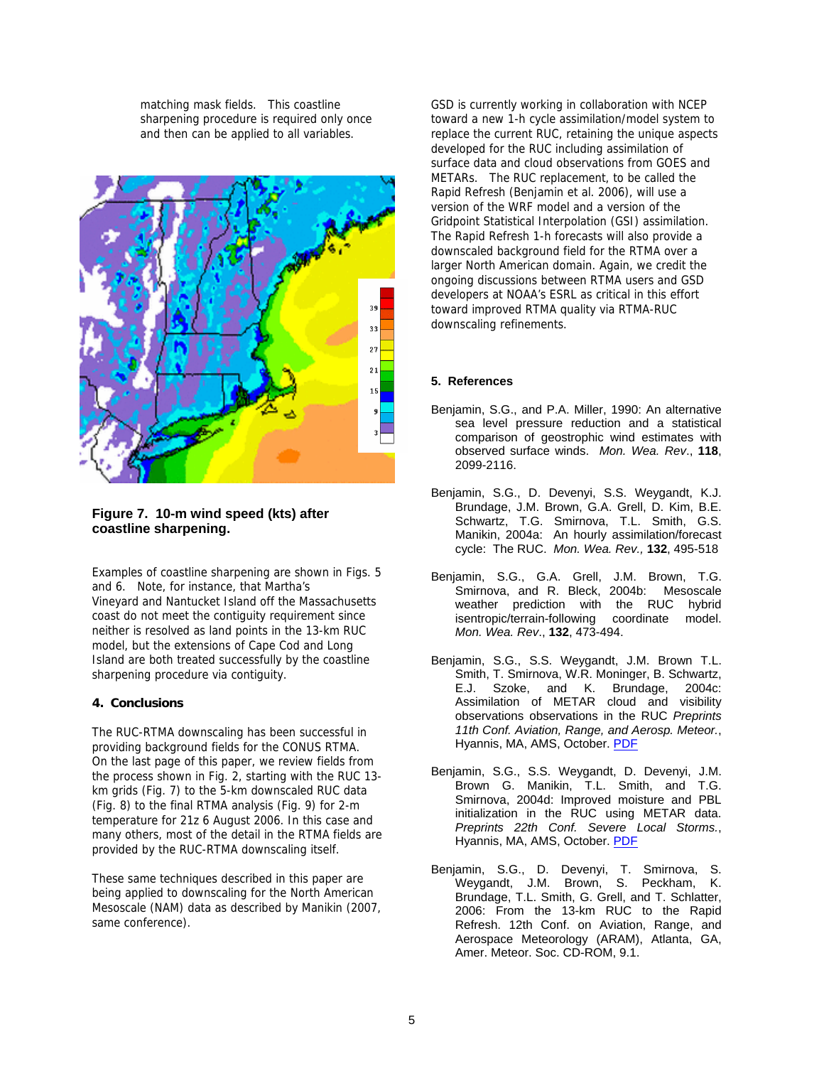matching mask fields. This coastline sharpening procedure is required only once and then can be applied to all variables.

**Figure 7. 10-m wind speed (kts) after coastline sharpening.**

Examples of coastline sharpening are shown in Figs. 5 and 6. Note, for instance, that Martha's Vineyard and Nantucket Island off the Massachusetts coast do not meet the contiguity requirement since neither is resolved as land points in the 13-km RUC model, but the extensions of Cape Cod and Long Island are both treated successfully by the coastline sharpening procedure via contiguity.

## 4. Conclusions

The RUC-RTMA downscaling has been successful in providing background fields for the CONUS RTMA. On the last page of this paper, we review fields from the process shown in Fig. 2, starting with the RUC 13-km grids (Fig. 7) to the 5-km downscaled RUC data (Fig. 8) to the final RTMA analysis (Fig. 9) for 2-m temperature for 21z 6 August 2006. In this case and many others, most of the detail in the RTMA fields are provided by the RUC-RTMA downscaling itself.

These same techniques described in this paper are being applied to downscaling for the North American Mesoscale (NAM) data as described by Manikin (2007, same conference).

GSD is currently working in collaboration with NCEP toward a new 1-h cycle assimilation/model system to replace the current RUC, retaining the unique aspects developed for the RUC including assimilation of surface data and cloud observations from GOES and METARs. The RUC replacement, to be called the Rapid Refresh (Benjamin et al. 2006), will use a version of the WRF model and a version of the Gridpoint Statistical Interpolation (GSI) assimilation. The Rapid Refresh 1-h forecasts will also provide a downscaled background field for the RTMA over a larger North American domain. Again, we credit the ongoing discussions between RTMA users and GSD developers at NOAA's ESRL as critical in this effort toward improved RTMA quality via RTMA-RUC downscaling refinements.

## 5. References

Benjamin, S.G., and P.A. Miller, 1990: An alternative sea level pressure reduction and a statistical comparison of geostrophic wind estimates with observed surface winds. *Mon. Wea. Rev*., **118**, 2099-2116.

Benjamin, S.G., D. Devenyi, S.S. Weygandt, K.J. Brundage, J.M. Brown, G.A. Grell, D. Kim, B.E. Schwartz, T.G. Smirnova, T.L. Smith, G.S. Manikin, 2004a: An hourly assimilation/forecast cycle: The RUC. *Mon. Wea. Rev.,* **132**, 495-518

Benjamin, S.G., G.A. Grell, J.M. Brown, T.G. Smirnova, and R. Bleck, 2004b: Mesoscale weather prediction with the RUC hybrid isentropic/terrain-following coordinate model. *Mon. Wea. Rev*., **132**, 473-494.

Benjamin, S.G., S.S. Weygandt, J.M. Brown T.L. Smith, T. Smirnova, W.R. Moninger, B. Schwartz, E.J. Szoke, and K. Brundage, 2004c: Assimilation of METAR cloud and visibility observations observations in the RUC *Preprints 11th Conf. Aviation, Range, and Aerosp. Meteor.*, Hyannis, MA, AMS, October. PDF

Benjamin, S.G., S.S. Weygandt, D. Devenyi, J.M. Brown G. Manikin, T.L. Smith, and T.G. Smirnova, 2004d: Improved moisture and PBL initialization in the RUC using METAR data. *Preprints 22th Conf. Severe Local Storms.*, Hyannis, MA, AMS, October. PDF

Benjamin, S.G., D. Devenyi, T. Smirnova, S. Weygandt, J.M. Brown, S. Peckham, K. Brundage, T.L. Smith, G. Grell, and T. Schlatter, 2006: From the 13-km RUC to the Rapid Refresh. 12th Conf. on Aviation, Range, and Aerospace Meteorology (ARAM), Atlanta, GA, Amer. Meteor. Soc. CD-ROM, 9.1.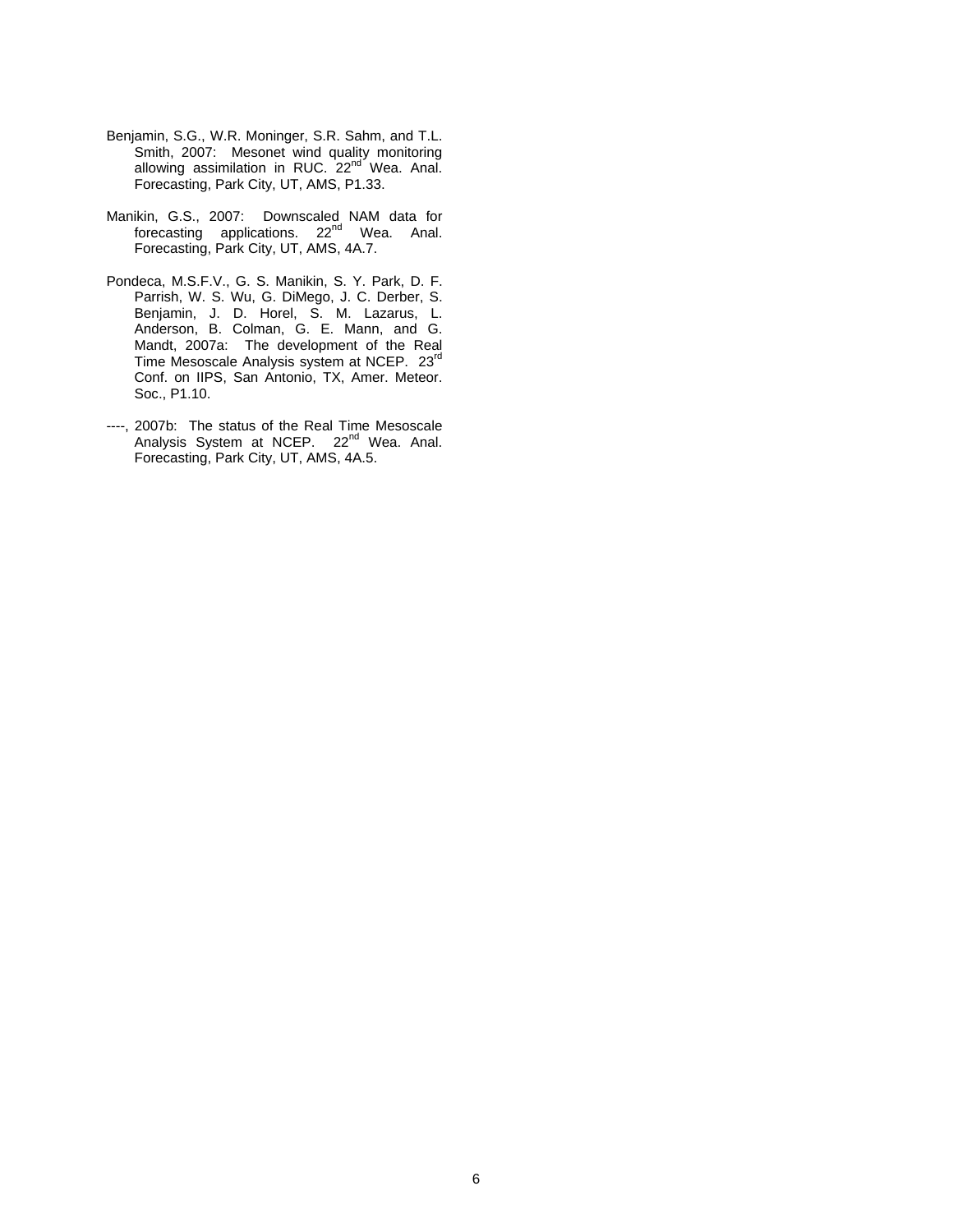Benjamin, S.G., W.R. Moninger, S.R. Sahm, and T.L. Smith, 2007: Mesonet wind quality monitoring allowing assimilation in RUC. 22nd Wea. Anal. Forecasting, Park City, UT, AMS, P1.33.

Manikin, G.S., 2007: Downscaled NAM data for forecasting applications. 22nd Wea. Anal. Forecasting, Park City, UT, AMS, 4A.7.

Pondeca, M.S.F.V., G. S. Manikin, S. Y. Park, D. F. Parrish, W. S. Wu, G. DiMego, J. C. Derber, S. Benjamin, J. D. Horel, S. M. Lazarus, L. Anderson, B. Colman, G. E. Mann, and G. Mandt, 2007a: The development of the Real Time Mesoscale Analysis system at NCEP. 23rd Conf. on IIPS, San Antonio, TX, Amer. Meteor. Soc., P1.10.

----, 2007b: The status of the Real Time Mesoscale Analysis System at NCEP. 22nd Wea. Anal. Forecasting, Park City, UT, AMS, 4A.5.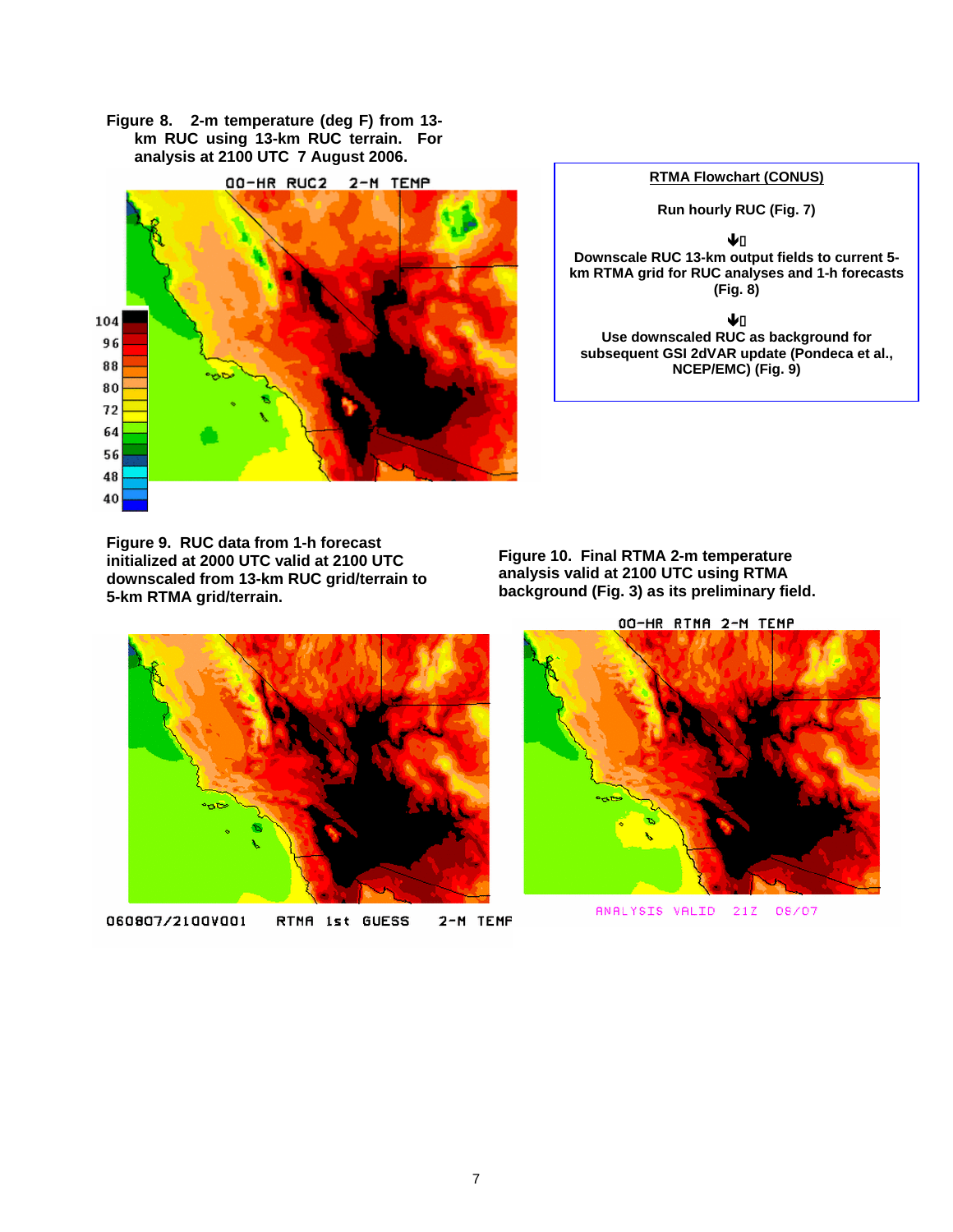**Figure 8. 2-m temperature (deg F) from 13-km RUC using 13-km RUC terrain. For analysis at 2100 UTC 7 August 2006.**

00-HR RUC2 2-M TEMP

104
96
88
80
72
64
56
48
40

**RTMA Flowchart (CONUS)**

**Run hourly RUC (Fig. 7)**

**↓**

**Downscale RUC 13-km output fields to current 5-km RTMA grid for RUC analyses and 1-h forecasts (Fig. 8)**

**↓**

**Use downscaled RUC as background for subsequent GSI 2dVAR update (Pondeca et al., NCEP/EMC) (Fig. 9)**

**Figure 9. RUC data from 1-h forecast initialized at 2000 UTC valid at 2100 UTC downscaled from 13-km RUC grid/terrain to 5-km RTMA grid/terrain.**

060807/2100V001 RTMA 1st GUESS 2-M TEMP

**Figure 10. Final RTMA 2-m temperature analysis valid at 2100 UTC using RTMA background (Fig. 3) as its preliminary field.**

00-HR RTMA 2-M TEMP

ANALYSIS VALID 21Z 08/07